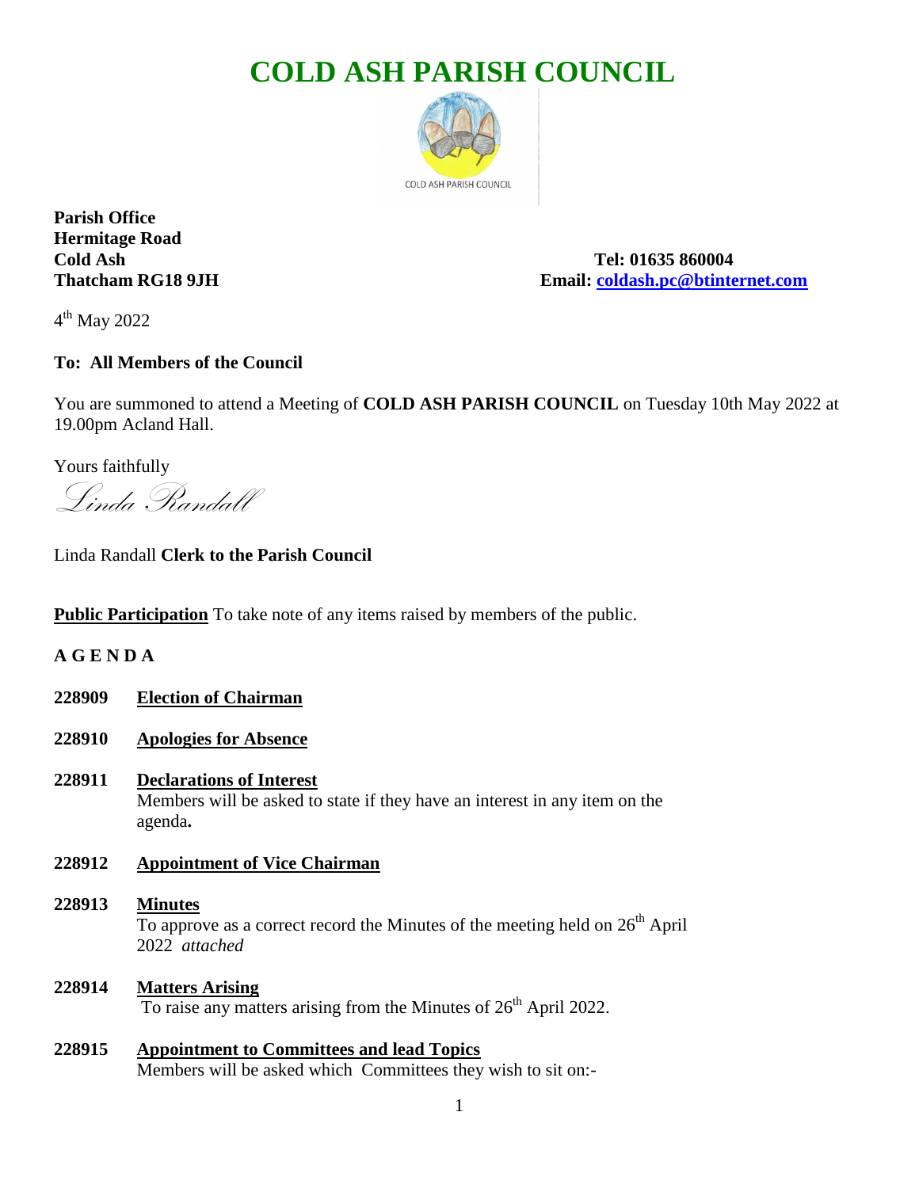# COLD ASH PARISH COUNCIL

**Parish Office**
**Hermitage Road**
**Cold Ash** **Tel: 01635 860004**
**Thatcham RG18 9JH** **Email: coldash.pc@btinternet.com**

4th May 2022

**To: All Members of the Council**

You are summoned to attend a Meeting of **COLD ASH PARISH COUNCIL** on Tuesday 10th May 2022 at 19.00pm Acland Hall.

Yours faithfully

*Linda Randall*

Linda Randall **Clerk to the Parish Council**

**Public Participation** To take note of any items raised by members of the public.

**A G E N D A**

**228909** **Election of Chairman**

**228910** **Apologies for Absence**

**228911** **Declarations of Interest**
Members will be asked to state if they have an interest in any item on the agenda**.**

**228912** **Appointment of Vice Chairman**

**228913** **Minutes**
To approve as a correct record the Minutes of the meeting held on 26th April 2022 *attached*

**228914** **Matters Arising**
To raise any matters arising from the Minutes of 26th April 2022.

**228915** **Appointment to Committees and lead Topics**
Members will be asked which Committees they wish to sit on:-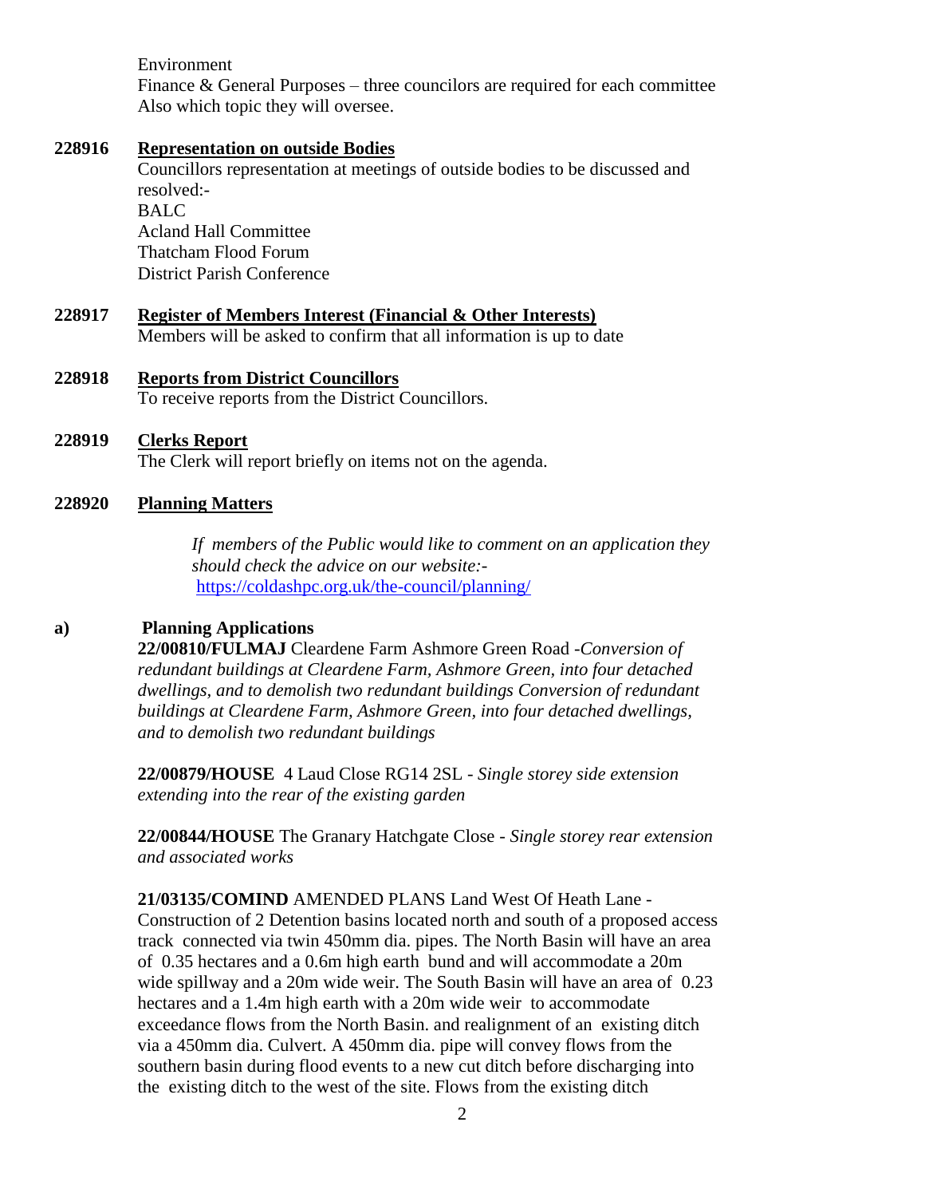Environment
Finance & General Purposes – three councilors are required for each committee
Also which topic they will oversee.

**228916 Representation on outside Bodies**

Councillors representation at meetings of outside bodies to be discussed and resolved:-
BALC
Acland Hall Committee
Thatcham Flood Forum
District Parish Conference

**228917 Register of Members Interest (Financial & Other Interests)**

Members will be asked to confirm that all information is up to date

**228918 Reports from District Councillors**

To receive reports from the District Councillors.

**228919 Clerks Report**

The Clerk will report briefly on items not on the agenda.

**228920 Planning Matters**

*If members of the Public would like to comment on an application they should check the advice on our website:-*
[https://coldashpc.org.uk/the-council/planning/](https://coldashpc.org.uk/the-council/planning/)

**a) Planning Applications**

**22/00810/FULMAJ** Cleardene Farm Ashmore Green Road -*Conversion of redundant buildings at Cleardene Farm, Ashmore Green, into four detached dwellings, and to demolish two redundant buildings Conversion of redundant buildings at Cleardene Farm, Ashmore Green, into four detached dwellings, and to demolish two redundant buildings*

**22/00879/HOUSE** 4 Laud Close RG14 2SL - *Single storey side extension extending into the rear of the existing garden*

**22/00844/HOUSE** The Granary Hatchgate Close - *Single storey rear extension and associated works*

**21/03135/COMIND** AMENDED PLANS Land West Of Heath Lane - Construction of 2 Detention basins located north and south of a proposed access track connected via twin 450mm dia. pipes. The North Basin will have an area of 0.35 hectares and a 0.6m high earth bund and will accommodate a 20m wide spillway and a 20m wide weir. The South Basin will have an area of 0.23 hectares and a 1.4m high earth with a 20m wide weir to accommodate exceedance flows from the North Basin. and realignment of an existing ditch via a 450mm dia. Culvert. A 450mm dia. pipe will convey flows from the southern basin during flood events to a new cut ditch before discharging into the existing ditch to the west of the site. Flows from the existing ditch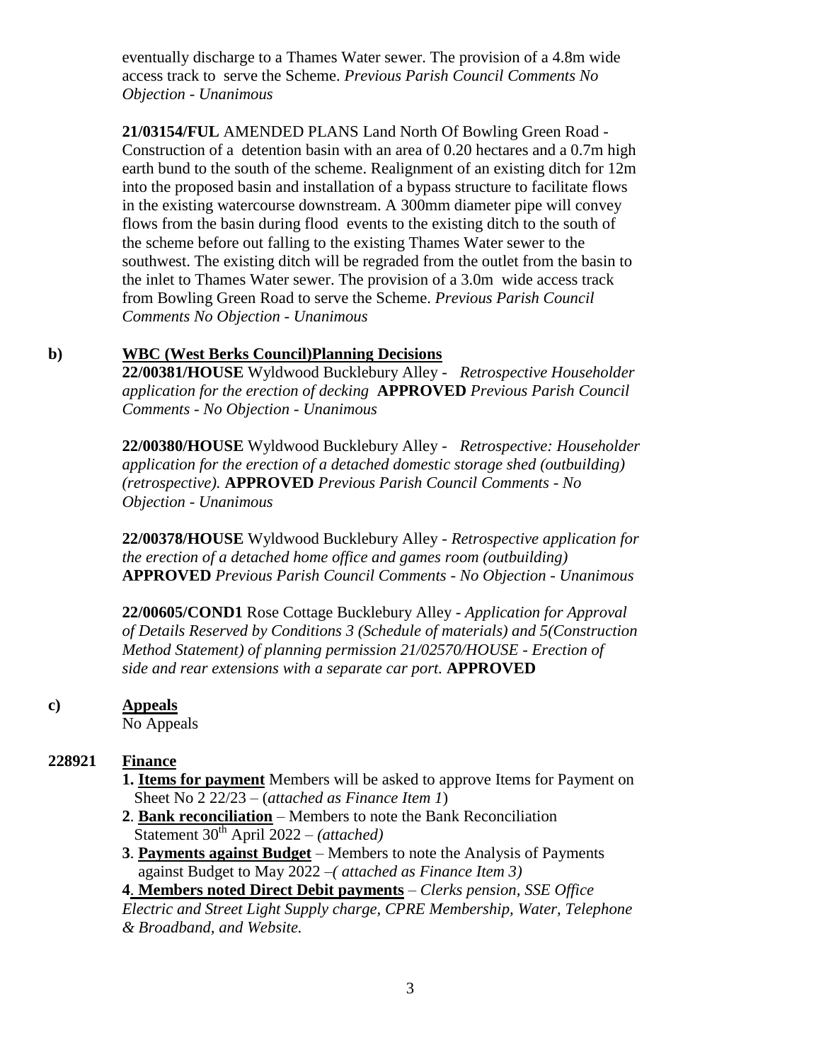eventually discharge to a Thames Water sewer. The provision of a 4.8m wide access track to serve the Scheme. *Previous Parish Council Comments No Objection - Unanimous*

**21/03154/FUL** AMENDED PLANS Land North Of Bowling Green Road - Construction of a detention basin with an area of 0.20 hectares and a 0.7m high earth bund to the south of the scheme. Realignment of an existing ditch for 12m into the proposed basin and installation of a bypass structure to facilitate flows in the existing watercourse downstream. A 300mm diameter pipe will convey flows from the basin during flood events to the existing ditch to the south of the scheme before out falling to the existing Thames Water sewer to the southwest. The existing ditch will be regraded from the outlet from the basin to the inlet to Thames Water sewer. The provision of a 3.0m wide access track from Bowling Green Road to serve the Scheme. *Previous Parish Council Comments No Objection - Unanimous*

**b) <u>WBC (West Berks Council)Planning Decisions</u>**

**22/00381/HOUSE** Wyldwood Bucklebury Alley - *Retrospective Householder application for the erection of decking* **APPROVED** *Previous Parish Council Comments - No Objection - Unanimous*

**22/00380/HOUSE** Wyldwood Bucklebury Alley - *Retrospective: Householder application for the erection of a detached domestic storage shed (outbuilding) (retrospective).* **APPROVED** *Previous Parish Council Comments - No Objection - Unanimous*

**22/00378/HOUSE** Wyldwood Bucklebury Alley - *Retrospective application for the erection of a detached home office and games room (outbuilding)* **APPROVED** *Previous Parish Council Comments - No Objection - Unanimous*

**22/00605/COND1** Rose Cottage Bucklebury Alley - *Application for Approval of Details Reserved by Conditions 3 (Schedule of materials) and 5(Construction Method Statement) of planning permission 21/02570/HOUSE - Erection of side and rear extensions with a separate car port.* **APPROVED**

**c) <u>Appeals</u>**

No Appeals

**228921 <u>Finance</u>**

**1. <u>Items for payment</u>** Members will be asked to approve Items for Payment on Sheet No 2 22/23 – (*attached as Finance Item 1*)

**2**. **<u>Bank reconciliation</u>** – Members to note the Bank Reconciliation Statement 30th April 2022 – *(attached)*

**3**. **<u>Payments against Budget</u>** – Members to note the Analysis of Payments against Budget to May 2022 –*( attached as Finance Item 3)*

**4<u>. Members noted Direct Debit payments</u>** – *Clerks pension, SSE Office Electric and Street Light Supply charge, CPRE Membership, Water, Telephone & Broadband, and Website.*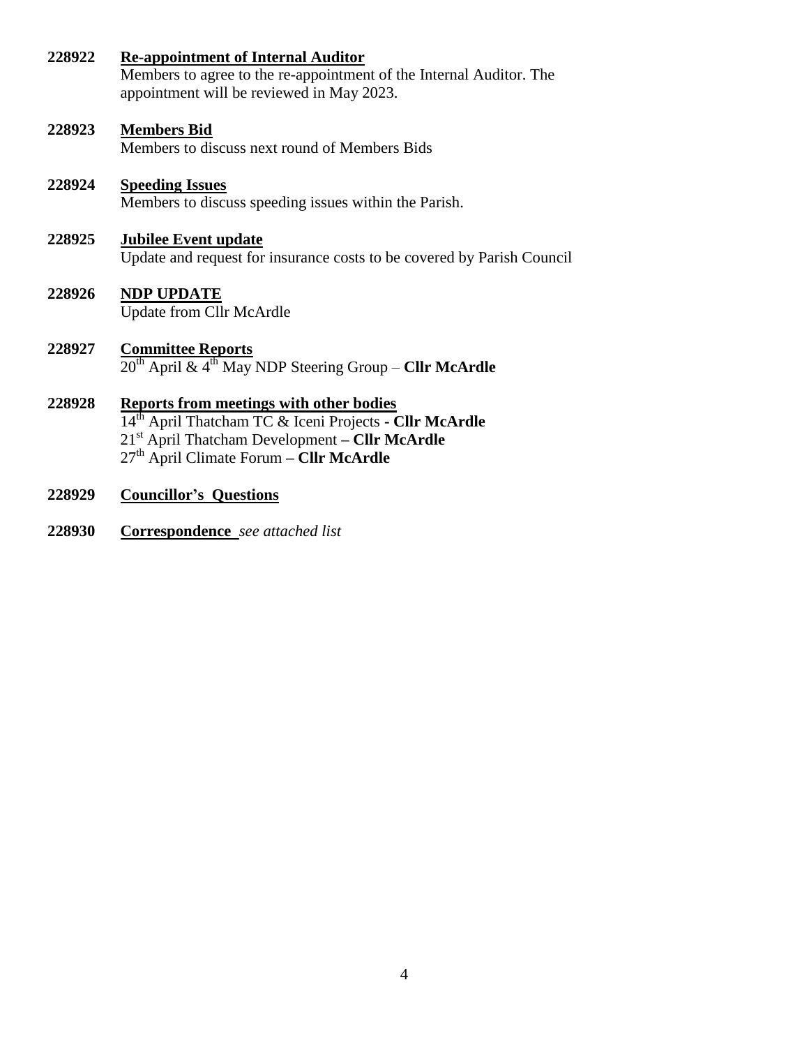**228922** **Re-appointment of Internal Auditor**
Members to agree to the re-appointment of the Internal Auditor. The appointment will be reviewed in May 2023.

**228923** **Members Bid**
Members to discuss next round of Members Bids

**228924** **Speeding Issues**
Members to discuss speeding issues within the Parish.

**228925** **Jubilee Event update**
Update and request for insurance costs to be covered by Parish Council

**228926** **NDP UPDATE**
Update from Cllr McArdle

**228927** **Committee Reports**
20th April & 4th May NDP Steering Group – **Cllr McArdle**

**228928** **Reports from meetings with other bodies**
14th April Thatcham TC & Iceni Projects **- Cllr McArdle**
21st April Thatcham Development **– Cllr McArdle**
27th April Climate Forum **– Cllr McArdle**

**228929** **Councillor's Questions**

**228930** **Correspondence** *see attached list*